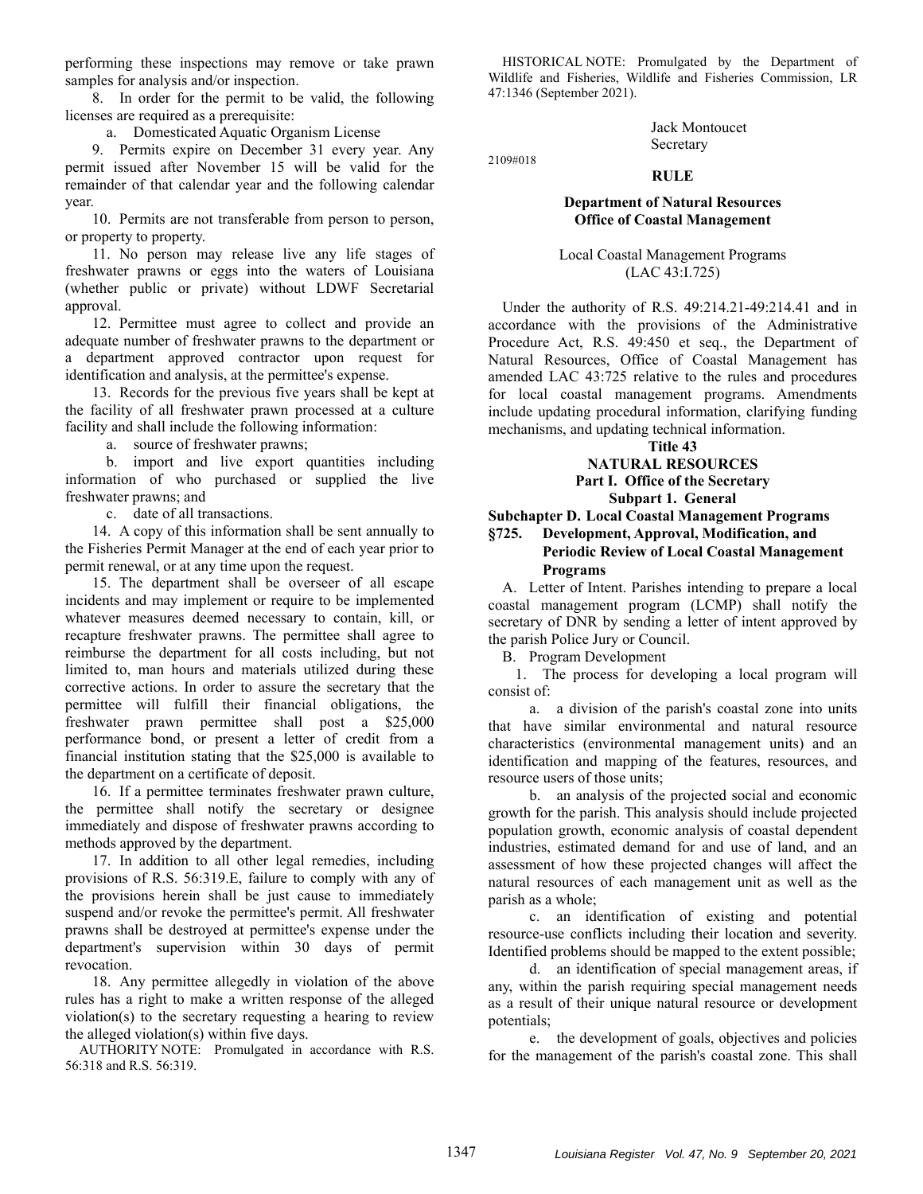performing these inspections may remove or take prawn samples for analysis and/or inspection.

8. In order for the permit to be valid, the following licenses are required as a prerequisite:

a. Domesticated Aquatic Organism License

9. Permits expire on December 31 every year. Any permit issued after November 15 will be valid for the remainder of that calendar year and the following calendar year.

10. Permits are not transferable from person to person, or property to property.

11. No person may release live any life stages of freshwater prawns or eggs into the waters of Louisiana (whether public or private) without LDWF Secretarial approval.

12. Permittee must agree to collect and provide an adequate number of freshwater prawns to the department or a department approved contractor upon request for identification and analysis, at the permittee's expense.

13. Records for the previous five years shall be kept at the facility of all freshwater prawn processed at a culture facility and shall include the following information:

a. source of freshwater prawns;

b. import and live export quantities including information of who purchased or supplied the live freshwater prawns; and

c. date of all transactions.

14. A copy of this information shall be sent annually to the Fisheries Permit Manager at the end of each year prior to permit renewal, or at any time upon the request.

15. The department shall be overseer of all escape incidents and may implement or require to be implemented whatever measures deemed necessary to contain, kill, or recapture freshwater prawns. The permittee shall agree to reimburse the department for all costs including, but not limited to, man hours and materials utilized during these corrective actions. In order to assure the secretary that the permittee will fulfill their financial obligations, the freshwater prawn permittee shall post a $25,000 performance bond, or present a letter of credit from a financial institution stating that the $25,000 is available to the department on a certificate of deposit.

16. If a permittee terminates freshwater prawn culture, the permittee shall notify the secretary or designee immediately and dispose of freshwater prawns according to methods approved by the department.

17. In addition to all other legal remedies, including provisions of R.S. 56:319.E, failure to comply with any of the provisions herein shall be just cause to immediately suspend and/or revoke the permittee's permit. All freshwater prawns shall be destroyed at permittee's expense under the department's supervision within 30 days of permit revocation.

18. Any permittee allegedly in violation of the above rules has a right to make a written response of the alleged violation(s) to the secretary requesting a hearing to review the alleged violation(s) within five days.

AUTHORITY NOTE: Promulgated in accordance with R.S. 56:318 and R.S. 56:319.

HISTORICAL NOTE: Promulgated by the Department of Wildlife and Fisheries, Wildlife and Fisheries Commission, LR 47:1346 (September 2021).

Jack Montoucet
Secretary

2109#018

## RULE

### Department of Natural Resources
### Office of Coastal Management

Local Coastal Management Programs
(LAC 43:I.725)

Under the authority of R.S. 49:214.21-49:214.41 and in accordance with the provisions of the Administrative Procedure Act, R.S. 49:450 et seq., the Department of Natural Resources, Office of Coastal Management has amended LAC 43:725 relative to the rules and procedures for local coastal management programs. Amendments include updating procedural information, clarifying funding mechanisms, and updating technical information.

**Title 43**
**NATURAL RESOURCES**
**Part I. Office of the Secretary**
**Subpart 1. General**
**Subchapter D. Local Coastal Management Programs**
**§725. Development, Approval, Modification, and Periodic Review of Local Coastal Management Programs**

A. Letter of Intent. Parishes intending to prepare a local coastal management program (LCMP) shall notify the secretary of DNR by sending a letter of intent approved by the parish Police Jury or Council.

B. Program Development

1. The process for developing a local program will consist of:

a. a division of the parish's coastal zone into units that have similar environmental and natural resource characteristics (environmental management units) and an identification and mapping of the features, resources, and resource users of those units;

b. an analysis of the projected social and economic growth for the parish. This analysis should include projected population growth, economic analysis of coastal dependent industries, estimated demand for and use of land, and an assessment of how these projected changes will affect the natural resources of each management unit as well as the parish as a whole;

c. an identification of existing and potential resource-use conflicts including their location and severity. Identified problems should be mapped to the extent possible;

d. an identification of special management areas, if any, within the parish requiring special management needs as a result of their unique natural resource or development potentials;

e. the development of goals, objectives and policies for the management of the parish's coastal zone. This shall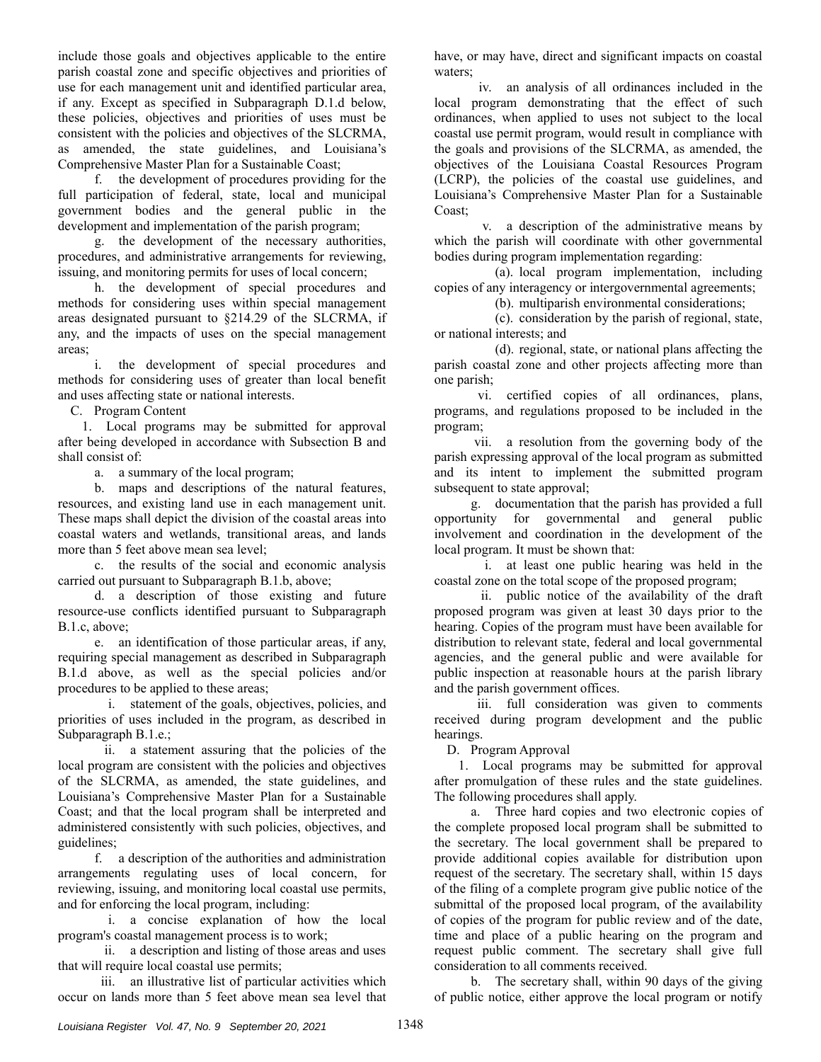include those goals and objectives applicable to the entire parish coastal zone and specific objectives and priorities of use for each management unit and identified particular area, if any. Except as specified in Subparagraph D.1.d below, these policies, objectives and priorities of uses must be consistent with the policies and objectives of the SLCRMA, as amended, the state guidelines, and Louisiana's Comprehensive Master Plan for a Sustainable Coast;

f. the development of procedures providing for the full participation of federal, state, local and municipal government bodies and the general public in the development and implementation of the parish program;

g. the development of the necessary authorities, procedures, and administrative arrangements for reviewing, issuing, and monitoring permits for uses of local concern;

h. the development of special procedures and methods for considering uses within special management areas designated pursuant to §214.29 of the SLCRMA, if any, and the impacts of uses on the special management areas;

i. the development of special procedures and methods for considering uses of greater than local benefit and uses affecting state or national interests.

C. Program Content

1. Local programs may be submitted for approval after being developed in accordance with Subsection B and shall consist of:

a. a summary of the local program;

b. maps and descriptions of the natural features, resources, and existing land use in each management unit. These maps shall depict the division of the coastal areas into coastal waters and wetlands, transitional areas, and lands more than 5 feet above mean sea level;

c. the results of the social and economic analysis carried out pursuant to Subparagraph B.1.b, above;

d. a description of those existing and future resource-use conflicts identified pursuant to Subparagraph B.1.c, above;

e. an identification of those particular areas, if any, requiring special management as described in Subparagraph B.1.d above, as well as the special policies and/or procedures to be applied to these areas;

i. statement of the goals, objectives, policies, and priorities of uses included in the program, as described in Subparagraph B.1.e.;

ii. a statement assuring that the policies of the local program are consistent with the policies and objectives of the SLCRMA, as amended, the state guidelines, and Louisiana's Comprehensive Master Plan for a Sustainable Coast; and that the local program shall be interpreted and administered consistently with such policies, objectives, and guidelines;

f. a description of the authorities and administration arrangements regulating uses of local concern, for reviewing, issuing, and monitoring local coastal use permits, and for enforcing the local program, including:

i. a concise explanation of how the local program's coastal management process is to work;

ii. a description and listing of those areas and uses that will require local coastal use permits;

iii. an illustrative list of particular activities which occur on lands more than 5 feet above mean sea level that have, or may have, direct and significant impacts on coastal waters;

iv. an analysis of all ordinances included in the local program demonstrating that the effect of such ordinances, when applied to uses not subject to the local coastal use permit program, would result in compliance with the goals and provisions of the SLCRMA, as amended, the objectives of the Louisiana Coastal Resources Program (LCRP), the policies of the coastal use guidelines, and Louisiana's Comprehensive Master Plan for a Sustainable Coast;

v. a description of the administrative means by which the parish will coordinate with other governmental bodies during program implementation regarding:

(a). local program implementation, including copies of any interagency or intergovernmental agreements;

(b). multiparish environmental considerations;

(c). consideration by the parish of regional, state, or national interests; and

(d). regional, state, or national plans affecting the parish coastal zone and other projects affecting more than one parish;

vi. certified copies of all ordinances, plans, programs, and regulations proposed to be included in the program;

vii. a resolution from the governing body of the parish expressing approval of the local program as submitted and its intent to implement the submitted program subsequent to state approval;

g. documentation that the parish has provided a full opportunity for governmental and general public involvement and coordination in the development of the local program. It must be shown that:

i. at least one public hearing was held in the coastal zone on the total scope of the proposed program;

ii. public notice of the availability of the draft proposed program was given at least 30 days prior to the hearing. Copies of the program must have been available for distribution to relevant state, federal and local governmental agencies, and the general public and were available for public inspection at reasonable hours at the parish library and the parish government offices.

iii. full consideration was given to comments received during program development and the public hearings.

D. Program Approval

1. Local programs may be submitted for approval after promulgation of these rules and the state guidelines. The following procedures shall apply.

a. Three hard copies and two electronic copies of the complete proposed local program shall be submitted to the secretary. The local government shall be prepared to provide additional copies available for distribution upon request of the secretary. The secretary shall, within 15 days of the filing of a complete program give public notice of the submittal of the proposed local program, of the availability of copies of the program for public review and of the date, time and place of a public hearing on the program and request public comment. The secretary shall give full consideration to all comments received.

b. The secretary shall, within 90 days of the giving of public notice, either approve the local program or notify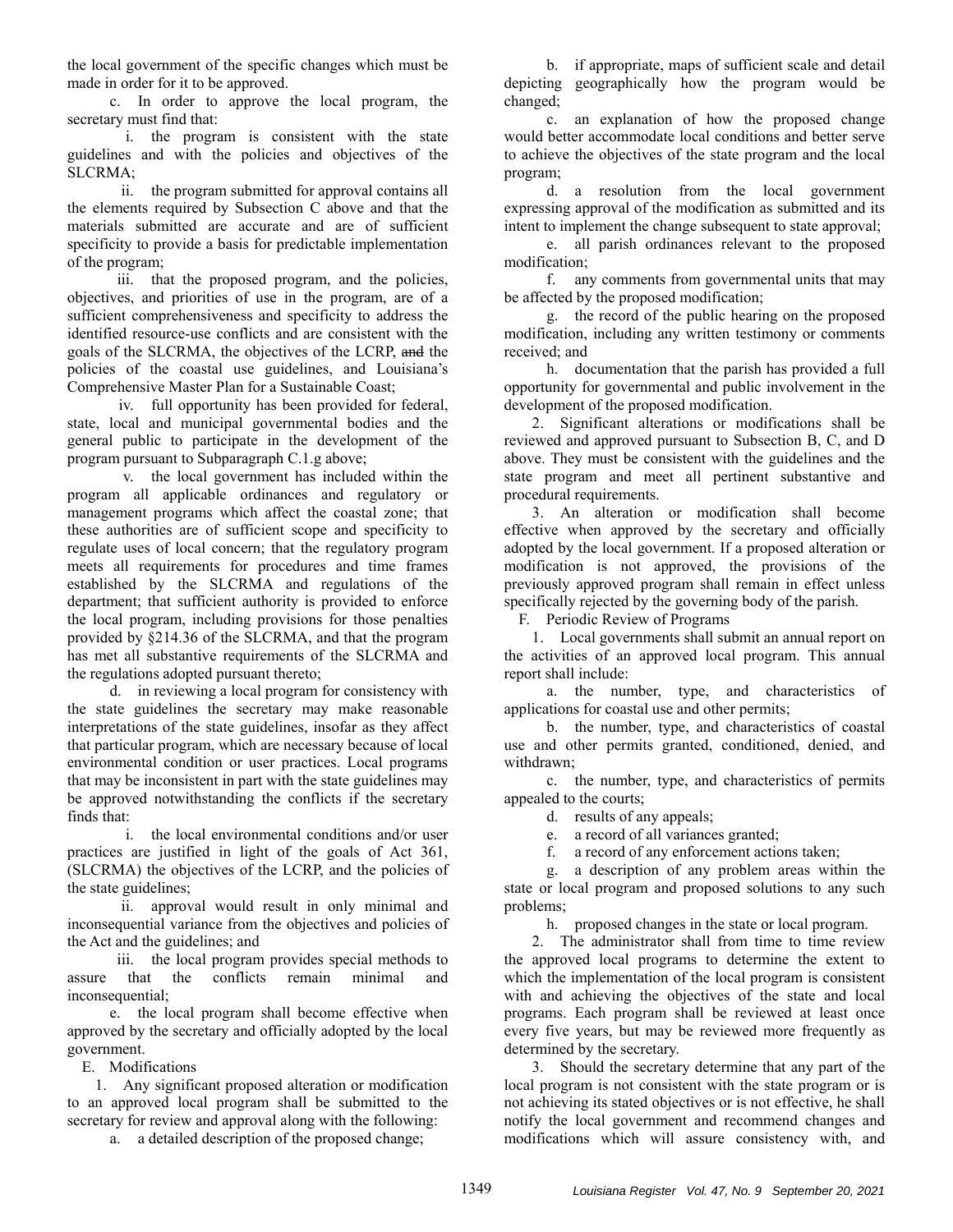the local government of the specific changes which must be made in order for it to be approved.

c. In order to approve the local program, the secretary must find that:

i. the program is consistent with the state guidelines and with the policies and objectives of the SLCRMA;

ii. the program submitted for approval contains all the elements required by Subsection C above and that the materials submitted are accurate and are of sufficient specificity to provide a basis for predictable implementation of the program;

iii. that the proposed program, and the policies, objectives, and priorities of use in the program, are of a sufficient comprehensiveness and specificity to address the identified resource-use conflicts and are consistent with the goals of the SLCRMA, the objectives of the LCRP, ~~and~~ the policies of the coastal use guidelines, and Louisiana's Comprehensive Master Plan for a Sustainable Coast;

iv. full opportunity has been provided for federal, state, local and municipal governmental bodies and the general public to participate in the development of the program pursuant to Subparagraph C.1.g above;

v. the local government has included within the program all applicable ordinances and regulatory or management programs which affect the coastal zone; that these authorities are of sufficient scope and specificity to regulate uses of local concern; that the regulatory program meets all requirements for procedures and time frames established by the SLCRMA and regulations of the department; that sufficient authority is provided to enforce the local program, including provisions for those penalties provided by §214.36 of the SLCRMA, and that the program has met all substantive requirements of the SLCRMA and the regulations adopted pursuant thereto;

d. in reviewing a local program for consistency with the state guidelines the secretary may make reasonable interpretations of the state guidelines, insofar as they affect that particular program, which are necessary because of local environmental condition or user practices. Local programs that may be inconsistent in part with the state guidelines may be approved notwithstanding the conflicts if the secretary finds that:

i. the local environmental conditions and/or user practices are justified in light of the goals of Act 361, (SLCRMA) the objectives of the LCRP, and the policies of the state guidelines;

ii. approval would result in only minimal and inconsequential variance from the objectives and policies of the Act and the guidelines; and

iii. the local program provides special methods to assure that the conflicts remain minimal and inconsequential;

e. the local program shall become effective when approved by the secretary and officially adopted by the local government.

E. Modifications

1. Any significant proposed alteration or modification to an approved local program shall be submitted to the secretary for review and approval along with the following:

a. a detailed description of the proposed change;

b. if appropriate, maps of sufficient scale and detail depicting geographically how the program would be changed;

c. an explanation of how the proposed change would better accommodate local conditions and better serve to achieve the objectives of the state program and the local program;

d. a resolution from the local government expressing approval of the modification as submitted and its intent to implement the change subsequent to state approval;

e. all parish ordinances relevant to the proposed modification;

f. any comments from governmental units that may be affected by the proposed modification;

g. the record of the public hearing on the proposed modification, including any written testimony or comments received; and

h. documentation that the parish has provided a full opportunity for governmental and public involvement in the development of the proposed modification.

2. Significant alterations or modifications shall be reviewed and approved pursuant to Subsection B, C, and D above. They must be consistent with the guidelines and the state program and meet all pertinent substantive and procedural requirements.

3. An alteration or modification shall become effective when approved by the secretary and officially adopted by the local government. If a proposed alteration or modification is not approved, the provisions of the previously approved program shall remain in effect unless specifically rejected by the governing body of the parish.

F. Periodic Review of Programs

1. Local governments shall submit an annual report on the activities of an approved local program. This annual report shall include:

a. the number, type, and characteristics of applications for coastal use and other permits;

b. the number, type, and characteristics of coastal use and other permits granted, conditioned, denied, and withdrawn;

c. the number, type, and characteristics of permits appealed to the courts;

d. results of any appeals;

e. a record of all variances granted;

f. a record of any enforcement actions taken;

g. a description of any problem areas within the state or local program and proposed solutions to any such problems;

h. proposed changes in the state or local program.

2. The administrator shall from time to time review the approved local programs to determine the extent to which the implementation of the local program is consistent with and achieving the objectives of the state and local programs. Each program shall be reviewed at least once every five years, but may be reviewed more frequently as determined by the secretary.

3. Should the secretary determine that any part of the local program is not consistent with the state program or is not achieving its stated objectives or is not effective, he shall notify the local government and recommend changes and modifications which will assure consistency with, and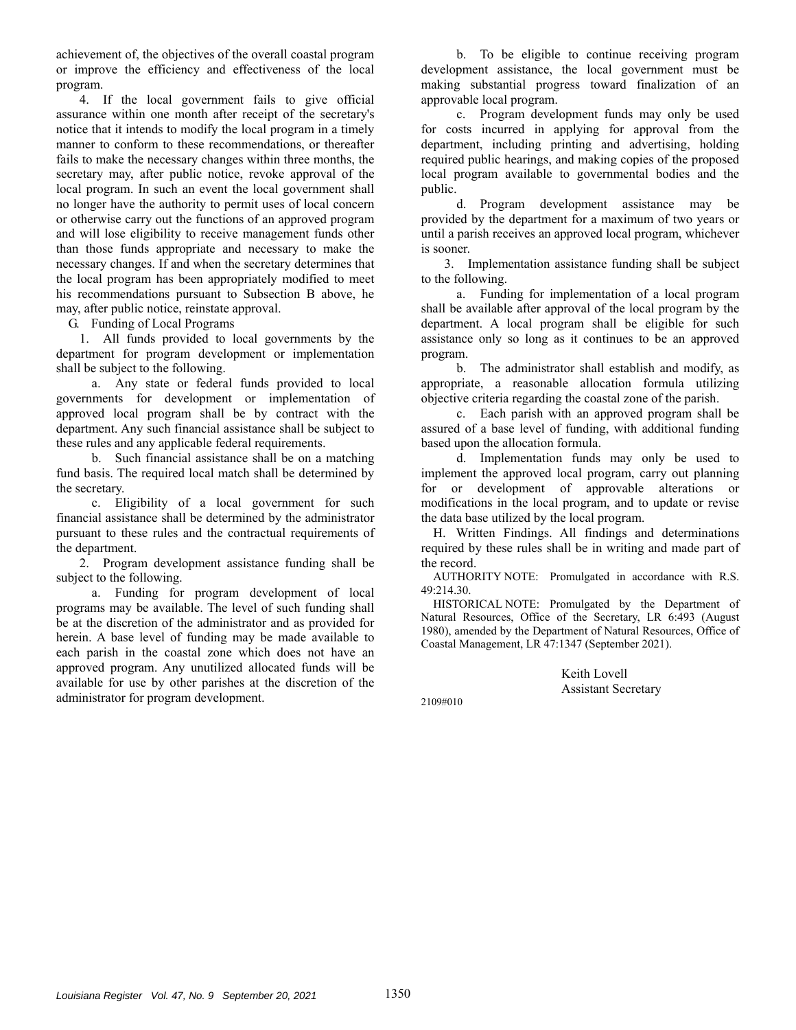achievement of, the objectives of the overall coastal program or improve the efficiency and effectiveness of the local program.

4. If the local government fails to give official assurance within one month after receipt of the secretary's notice that it intends to modify the local program in a timely manner to conform to these recommendations, or thereafter fails to make the necessary changes within three months, the secretary may, after public notice, revoke approval of the local program. In such an event the local government shall no longer have the authority to permit uses of local concern or otherwise carry out the functions of an approved program and will lose eligibility to receive management funds other than those funds appropriate and necessary to make the necessary changes. If and when the secretary determines that the local program has been appropriately modified to meet his recommendations pursuant to Subsection B above, he may, after public notice, reinstate approval.

G. Funding of Local Programs

1. All funds provided to local governments by the department for program development or implementation shall be subject to the following.

a. Any state or federal funds provided to local governments for development or implementation of approved local program shall be by contract with the department. Any such financial assistance shall be subject to these rules and any applicable federal requirements.

b. Such financial assistance shall be on a matching fund basis. The required local match shall be determined by the secretary.

c. Eligibility of a local government for such financial assistance shall be determined by the administrator pursuant to these rules and the contractual requirements of the department.

2. Program development assistance funding shall be subject to the following.

a. Funding for program development of local programs may be available. The level of such funding shall be at the discretion of the administrator and as provided for herein. A base level of funding may be made available to each parish in the coastal zone which does not have an approved program. Any unutilized allocated funds will be available for use by other parishes at the discretion of the administrator for program development.

b. To be eligible to continue receiving program development assistance, the local government must be making substantial progress toward finalization of an approvable local program.

c. Program development funds may only be used for costs incurred in applying for approval from the department, including printing and advertising, holding required public hearings, and making copies of the proposed local program available to governmental bodies and the public.

d. Program development assistance may be provided by the department for a maximum of two years or until a parish receives an approved local program, whichever is sooner.

3. Implementation assistance funding shall be subject to the following.

a. Funding for implementation of a local program shall be available after approval of the local program by the department. A local program shall be eligible for such assistance only so long as it continues to be an approved program.

b. The administrator shall establish and modify, as appropriate, a reasonable allocation formula utilizing objective criteria regarding the coastal zone of the parish.

c. Each parish with an approved program shall be assured of a base level of funding, with additional funding based upon the allocation formula.

d. Implementation funds may only be used to implement the approved local program, carry out planning for or development of approvable alterations or modifications in the local program, and to update or revise the data base utilized by the local program.

H. Written Findings. All findings and determinations required by these rules shall be in writing and made part of the record.

AUTHORITY NOTE: Promulgated in accordance with R.S. 49:214.30.

HISTORICAL NOTE: Promulgated by the Department of Natural Resources, Office of the Secretary, LR 6:493 (August 1980), amended by the Department of Natural Resources, Office of Coastal Management, LR 47:1347 (September 2021).

Keith Lovell
Assistant Secretary

2109#010